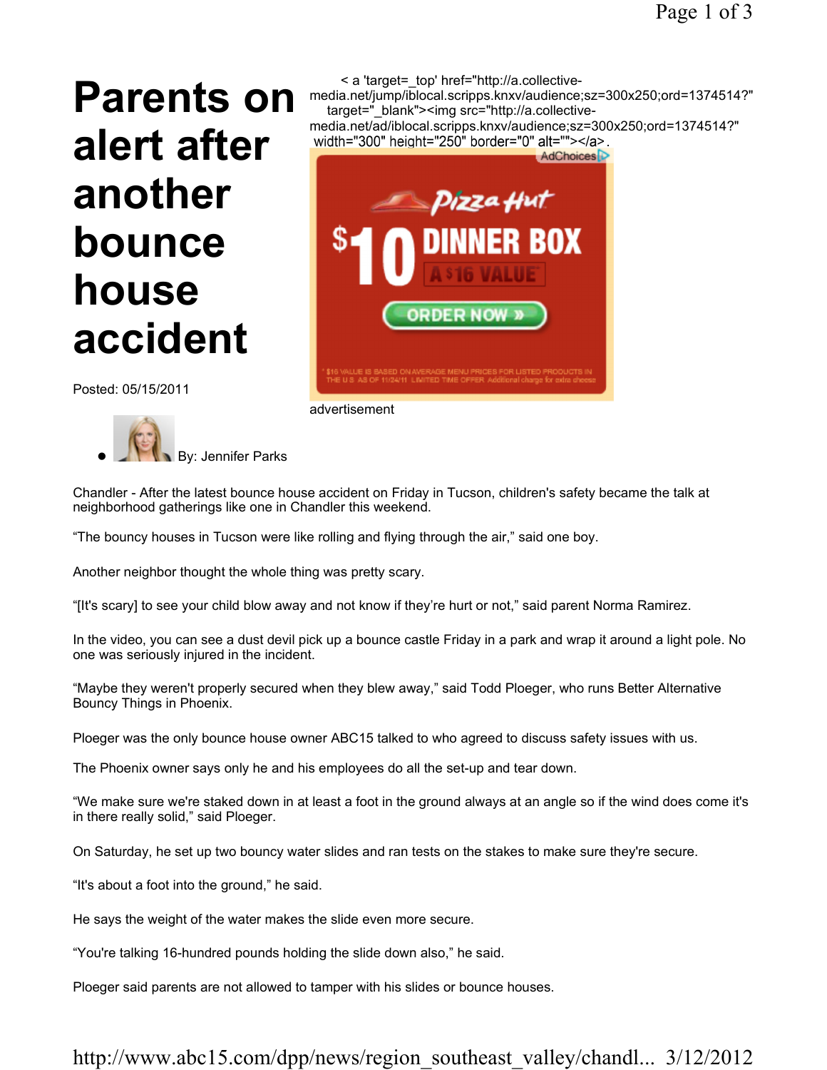# Parents on alert after another bounce house accident

< a 'target=_top' href="http://a.collective-media.net/jump/iblocal.scripps.knxv/audience;sz=300x250;ord=1374514?" target="_blank"><img src="http://a.collective-media.net/ad/iblocal.scripps.knxv/audience;sz=300x250;ord=1374514?" width="300" height="250" border="0" alt=""></a>.

advertisement

Posted: 05/15/2011

- By: Jennifer Parks

Chandler - After the latest bounce house accident on Friday in Tucson, children's safety became the talk at neighborhood gatherings like one in Chandler this weekend.

"The bouncy houses in Tucson were like rolling and flying through the air," said one boy.

Another neighbor thought the whole thing was pretty scary.

"[It's scary] to see your child blow away and not know if they're hurt or not," said parent Norma Ramirez.

In the video, you can see a dust devil pick up a bounce castle Friday in a park and wrap it around a light pole. No one was seriously injured in the incident.

"Maybe they weren't properly secured when they blew away," said Todd Ploeger, who runs Better Alternative Bouncy Things in Phoenix.

Ploeger was the only bounce house owner ABC15 talked to who agreed to discuss safety issues with us.

The Phoenix owner says only he and his employees do all the set-up and tear down.

"We make sure we're staked down in at least a foot in the ground always at an angle so if the wind does come it's in there really solid," said Ploeger.

On Saturday, he set up two bouncy water slides and ran tests on the stakes to make sure they're secure.

"It's about a foot into the ground," he said.

He says the weight of the water makes the slide even more secure.

"You're talking 16-hundred pounds holding the slide down also," he said.

Ploeger said parents are not allowed to tamper with his slides or bounce houses.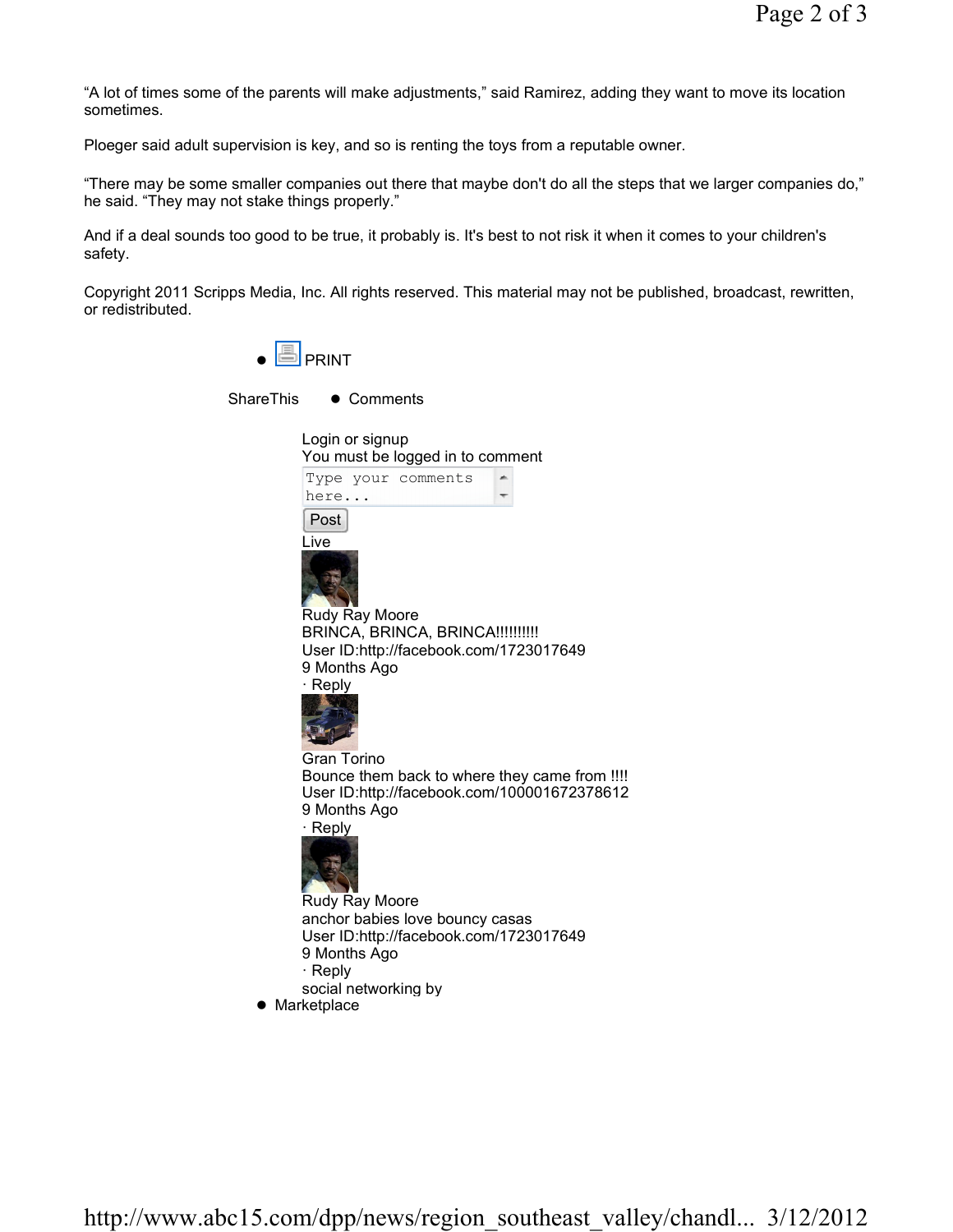"A lot of times some of the parents will make adjustments," said Ramirez, adding they want to move its location sometimes.

Ploeger said adult supervision is key, and so is renting the toys from a reputable owner.

"There may be some smaller companies out there that maybe don't do all the steps that we larger companies do," he said. "They may not stake things properly."

And if a deal sounds too good to be true, it probably is. It's best to not risk it when it comes to your children's safety.

Copyright 2011 Scripps Media, Inc. All rights reserved. This material may not be published, broadcast, rewritten, or redistributed.

- PRINT

ShareThis
- Comments

Login or signup
You must be logged in to comment

Type your comments here...

Post

Live

Rudy Ray Moore
BRINCA, BRINCA, BRINCA!!!!!!!!!!
User ID:http://facebook.com/1723017649
9 Months Ago
· Reply

Gran Torino
Bounce them back to where they came from !!!!
User ID:http://facebook.com/100001672378612
9 Months Ago
· Reply

Rudy Ray Moore
anchor babies love bouncy casas
User ID:http://facebook.com/1723017649
9 Months Ago
· Reply

social networking by

- Marketplace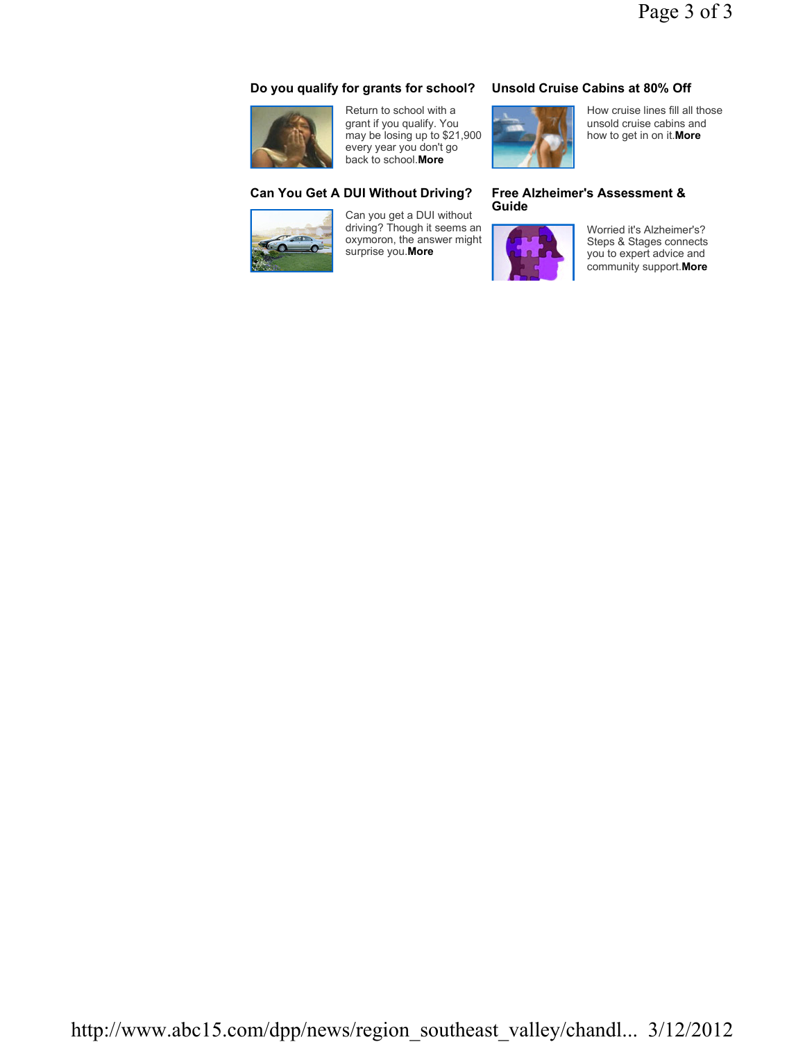### Do you qualify for grants for school?

Return to school with a grant if you qualify. You may be losing up to $21,900 every year you don't go back to school.**More**

### Unsold Cruise Cabins at 80% Off

How cruise lines fill all those unsold cruise cabins and how to get in on it.**More**

### Can You Get A DUI Without Driving?

Can you get a DUI without driving? Though it seems an oxymoron, the answer might surprise you.**More**

### Free Alzheimer's Assessment & Guide

Worried it's Alzheimer's? Steps & Stages connects you to expert advice and community support.**More**